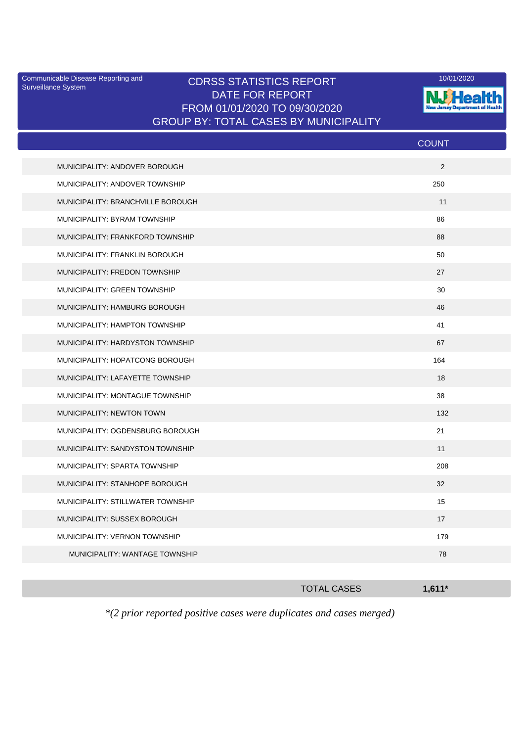Communicable Disease Reporting and Surveillance System

10/01/2020

# CDRSS STATISTICS REPORT
## DATE FOR REPORT
## FROM 01/01/2020 TO 09/30/2020
## GROUP BY: TOTAL CASES BY MUNICIPALITY

| | COUNT |
|---|---|
| MUNICIPALITY: ANDOVER BOROUGH | 2 |
| MUNICIPALITY: ANDOVER TOWNSHIP | 250 |
| MUNICIPALITY: BRANCHVILLE BOROUGH | 11 |
| MUNICIPALITY: BYRAM TOWNSHIP | 86 |
| MUNICIPALITY: FRANKFORD TOWNSHIP | 88 |
| MUNICIPALITY: FRANKLIN BOROUGH | 50 |
| MUNICIPALITY: FREDON TOWNSHIP | 27 |
| MUNICIPALITY: GREEN TOWNSHIP | 30 |
| MUNICIPALITY: HAMBURG BOROUGH | 46 |
| MUNICIPALITY: HAMPTON TOWNSHIP | 41 |
| MUNICIPALITY: HARDYSTON TOWNSHIP | 67 |
| MUNICIPALITY: HOPATCONG BOROUGH | 164 |
| MUNICIPALITY: LAFAYETTE TOWNSHIP | 18 |
| MUNICIPALITY: MONTAGUE TOWNSHIP | 38 |
| MUNICIPALITY: NEWTON TOWN | 132 |
| MUNICIPALITY: OGDENSBURG BOROUGH | 21 |
| MUNICIPALITY: SANDYSTON TOWNSHIP | 11 |
| MUNICIPALITY: SPARTA TOWNSHIP | 208 |
| MUNICIPALITY: STANHOPE BOROUGH | 32 |
| MUNICIPALITY: STILLWATER TOWNSHIP | 15 |
| MUNICIPALITY: SUSSEX BOROUGH | 17 |
| MUNICIPALITY: VERNON TOWNSHIP | 179 |
| MUNICIPALITY: WANTAGE TOWNSHIP | 78 |
| TOTAL CASES | **1,611*** |

*\*(2 prior reported positive cases were duplicates and cases merged)*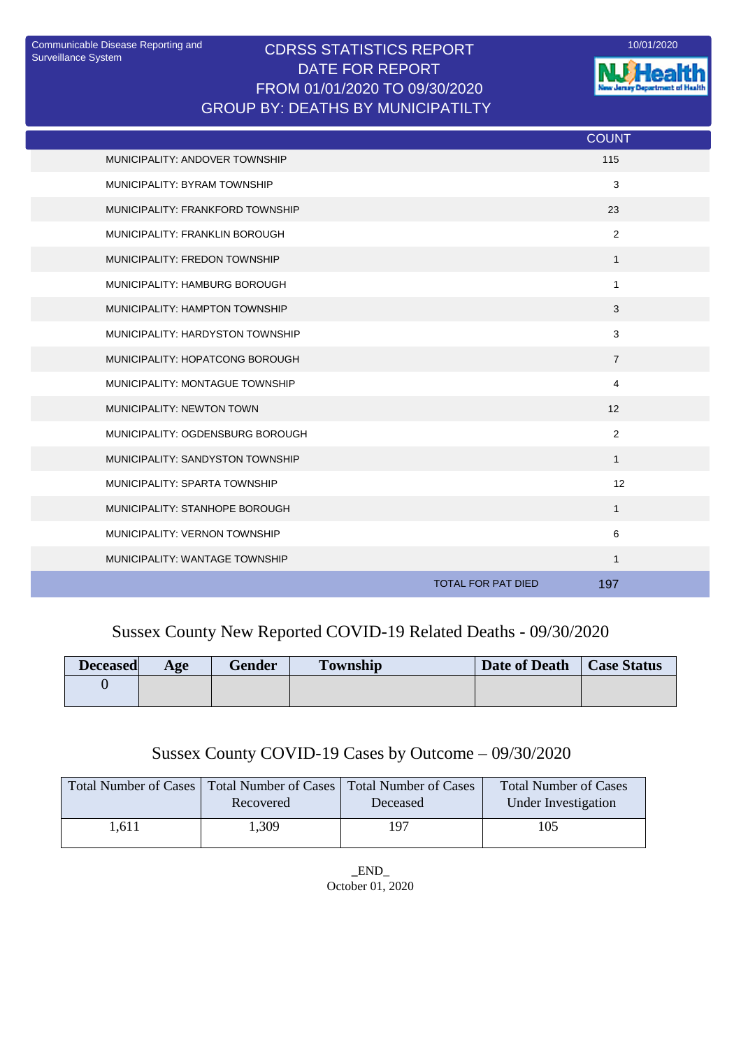Communicable Disease Reporting and Surveillance System

# CDRSS STATISTICS REPORT
## DATE FOR REPORT
## FROM 01/01/2020 TO 09/30/2020
## GROUP BY: DEATHS BY MUNICIPATILTY

10/01/2020

| | COUNT |
|---|---|
| MUNICIPALITY: ANDOVER TOWNSHIP | 115 |
| MUNICIPALITY: BYRAM TOWNSHIP | 3 |
| MUNICIPALITY: FRANKFORD TOWNSHIP | 23 |
| MUNICIPALITY: FRANKLIN BOROUGH | 2 |
| MUNICIPALITY: FREDON TOWNSHIP | 1 |
| MUNICIPALITY: HAMBURG BOROUGH | 1 |
| MUNICIPALITY: HAMPTON TOWNSHIP | 3 |
| MUNICIPALITY: HARDYSTON TOWNSHIP | 3 |
| MUNICIPALITY: HOPATCONG BOROUGH | 7 |
| MUNICIPALITY: MONTAGUE TOWNSHIP | 4 |
| MUNICIPALITY: NEWTON TOWN | 12 |
| MUNICIPALITY: OGDENSBURG BOROUGH | 2 |
| MUNICIPALITY: SANDYSTON TOWNSHIP | 1 |
| MUNICIPALITY: SPARTA TOWNSHIP | 12 |
| MUNICIPALITY: STANHOPE BOROUGH | 1 |
| MUNICIPALITY: VERNON TOWNSHIP | 6 |
| MUNICIPALITY: WANTAGE TOWNSHIP | 1 |
| TOTAL FOR PAT DIED | 197 |

## Sussex County New Reported COVID-19 Related Deaths - 09/30/2020

| Deceased | Age | Gender | Township | Date of Death | Case Status |
|---|---|---|---|---|---|
| 0 | | | | | |

## Sussex County COVID-19 Cases by Outcome – 09/30/2020

| Total Number of Cases | Total Number of Cases Recovered | Total Number of Cases Deceased | Total Number of Cases Under Investigation |
|---|---|---|---|
| 1,611 | 1,309 | 197 | 105 |

_END_
October 01, 2020